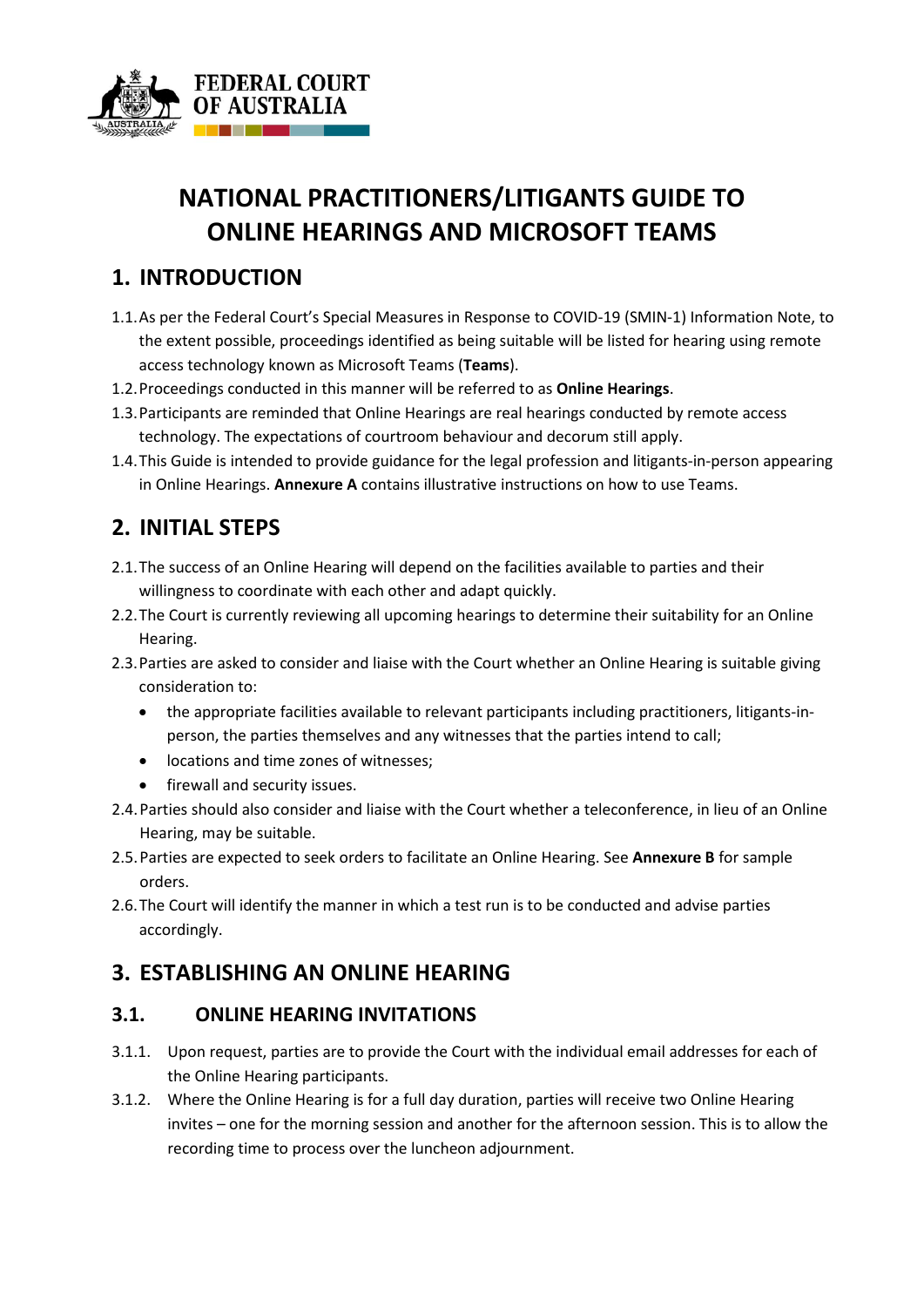FEDERAL COURT OF AUSTRALIA

# NATIONAL PRACTITIONERS/LITIGANTS GUIDE TO ONLINE HEARINGS AND MICROSOFT TEAMS

## 1. INTRODUCTION

1.1. As per the Federal Court's Special Measures in Response to COVID-19 (SMIN-1) Information Note, to the extent possible, proceedings identified as being suitable will be listed for hearing using remote access technology known as Microsoft Teams (**Teams**).

1.2. Proceedings conducted in this manner will be referred to as **Online Hearings**.

1.3. Participants are reminded that Online Hearings are real hearings conducted by remote access technology. The expectations of courtroom behaviour and decorum still apply.

1.4. This Guide is intended to provide guidance for the legal profession and litigants-in-person appearing in Online Hearings. **Annexure A** contains illustrative instructions on how to use Teams.

## 2. INITIAL STEPS

2.1. The success of an Online Hearing will depend on the facilities available to parties and their willingness to coordinate with each other and adapt quickly.

2.2. The Court is currently reviewing all upcoming hearings to determine their suitability for an Online Hearing.

2.3. Parties are asked to consider and liaise with the Court whether an Online Hearing is suitable giving consideration to:

- the appropriate facilities available to relevant participants including practitioners, litigants-in-person, the parties themselves and any witnesses that the parties intend to call;
- locations and time zones of witnesses;
- firewall and security issues.

2.4. Parties should also consider and liaise with the Court whether a teleconference, in lieu of an Online Hearing, may be suitable.

2.5. Parties are expected to seek orders to facilitate an Online Hearing. See **Annexure B** for sample orders.

2.6. The Court will identify the manner in which a test run is to be conducted and advise parties accordingly.

## 3. ESTABLISHING AN ONLINE HEARING

### 3.1. ONLINE HEARING INVITATIONS

3.1.1. Upon request, parties are to provide the Court with the individual email addresses for each of the Online Hearing participants.

3.1.2. Where the Online Hearing is for a full day duration, parties will receive two Online Hearing invites – one for the morning session and another for the afternoon session. This is to allow the recording time to process over the luncheon adjournment.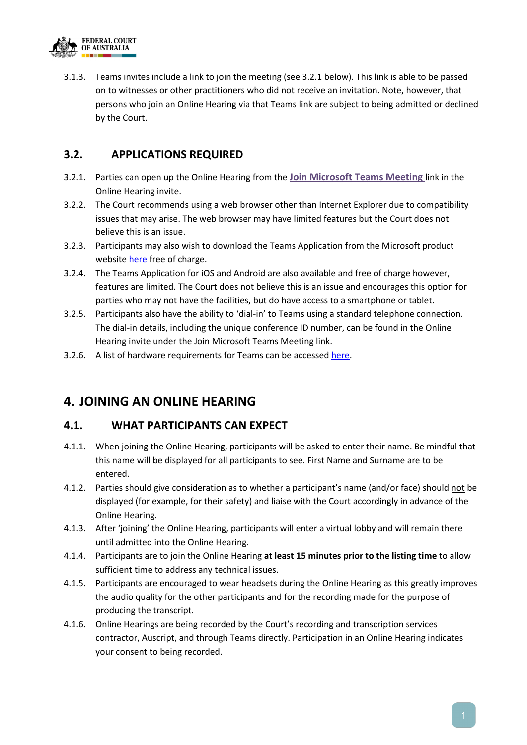3.1.3. Teams invites include a link to join the meeting (see 3.2.1 below). This link is able to be passed on to witnesses or other practitioners who did not receive an invitation. Note, however, that persons who join an Online Hearing via that Teams link are subject to being admitted or declined by the Court.

## 3.2. APPLICATIONS REQUIRED

3.2.1. Parties can open up the Online Hearing from the **Join Microsoft Teams Meeting** link in the Online Hearing invite.

3.2.2. The Court recommends using a web browser other than Internet Explorer due to compatibility issues that may arise. The web browser may have limited features but the Court does not believe this is an issue.

3.2.3. Participants may also wish to download the Teams Application from the Microsoft product website here free of charge.

3.2.4. The Teams Application for iOS and Android are also available and free of charge however, features are limited. The Court does not believe this is an issue and encourages this option for parties who may not have the facilities, but do have access to a smartphone or tablet.

3.2.5. Participants also have the ability to 'dial-in' to Teams using a standard telephone connection. The dial-in details, including the unique conference ID number, can be found in the Online Hearing invite under the Join Microsoft Teams Meeting link.

3.2.6. A list of hardware requirements for Teams can be accessed here.

# 4. JOINING AN ONLINE HEARING

## 4.1. WHAT PARTICIPANTS CAN EXPECT

4.1.1. When joining the Online Hearing, participants will be asked to enter their name. Be mindful that this name will be displayed for all participants to see. First Name and Surname are to be entered.

4.1.2. Parties should give consideration as to whether a participant's name (and/or face) should not be displayed (for example, for their safety) and liaise with the Court accordingly in advance of the Online Hearing.

4.1.3. After 'joining' the Online Hearing, participants will enter a virtual lobby and will remain there until admitted into the Online Hearing.

4.1.4. Participants are to join the Online Hearing **at least 15 minutes prior to the listing time** to allow sufficient time to address any technical issues.

4.1.5. Participants are encouraged to wear headsets during the Online Hearing as this greatly improves the audio quality for the other participants and for the recording made for the purpose of producing the transcript.

4.1.6. Online Hearings are being recorded by the Court's recording and transcription services contractor, Auscript, and through Teams directly. Participation in an Online Hearing indicates your consent to being recorded.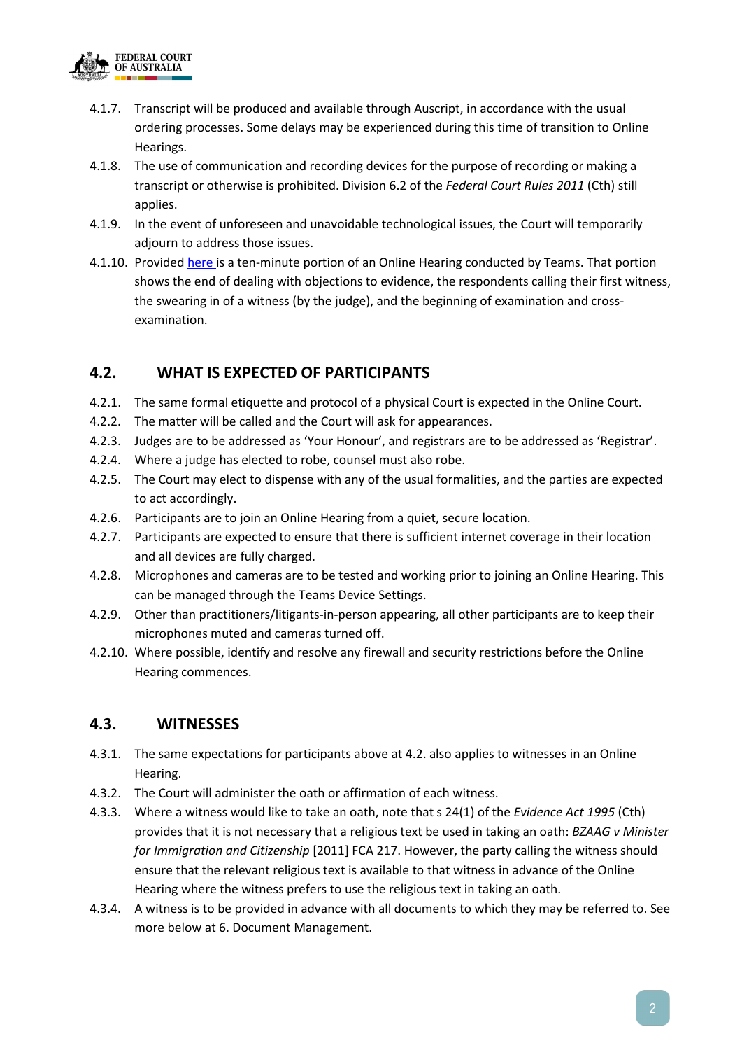4.1.7. Transcript will be produced and available through Auscript, in accordance with the usual ordering processes. Some delays may be experienced during this time of transition to Online Hearings.

4.1.8. The use of communication and recording devices for the purpose of recording or making a transcript or otherwise is prohibited. Division 6.2 of the *Federal Court Rules 2011* (Cth) still applies.

4.1.9. In the event of unforeseen and unavoidable technological issues, the Court will temporarily adjourn to address those issues.

4.1.10. Provided here is a ten-minute portion of an Online Hearing conducted by Teams. That portion shows the end of dealing with objections to evidence, the respondents calling their first witness, the swearing in of a witness (by the judge), and the beginning of examination and cross-examination.

## 4.2. WHAT IS EXPECTED OF PARTICIPANTS

4.2.1. The same formal etiquette and protocol of a physical Court is expected in the Online Court.

4.2.2. The matter will be called and the Court will ask for appearances.

4.2.3. Judges are to be addressed as 'Your Honour', and registrars are to be addressed as 'Registrar'.

4.2.4. Where a judge has elected to robe, counsel must also robe.

4.2.5. The Court may elect to dispense with any of the usual formalities, and the parties are expected to act accordingly.

4.2.6. Participants are to join an Online Hearing from a quiet, secure location.

4.2.7. Participants are expected to ensure that there is sufficient internet coverage in their location and all devices are fully charged.

4.2.8. Microphones and cameras are to be tested and working prior to joining an Online Hearing. This can be managed through the Teams Device Settings.

4.2.9. Other than practitioners/litigants-in-person appearing, all other participants are to keep their microphones muted and cameras turned off.

4.2.10. Where possible, identify and resolve any firewall and security restrictions before the Online Hearing commences.

## 4.3. WITNESSES

4.3.1. The same expectations for participants above at 4.2. also applies to witnesses in an Online Hearing.

4.3.2. The Court will administer the oath or affirmation of each witness.

4.3.3. Where a witness would like to take an oath, note that s 24(1) of the *Evidence Act 1995* (Cth) provides that it is not necessary that a religious text be used in taking an oath: *BZAAG v Minister for Immigration and Citizenship* [2011] FCA 217. However, the party calling the witness should ensure that the relevant religious text is available to that witness in advance of the Online Hearing where the witness prefers to use the religious text in taking an oath.

4.3.4. A witness is to be provided in advance with all documents to which they may be referred to. See more below at 6. Document Management.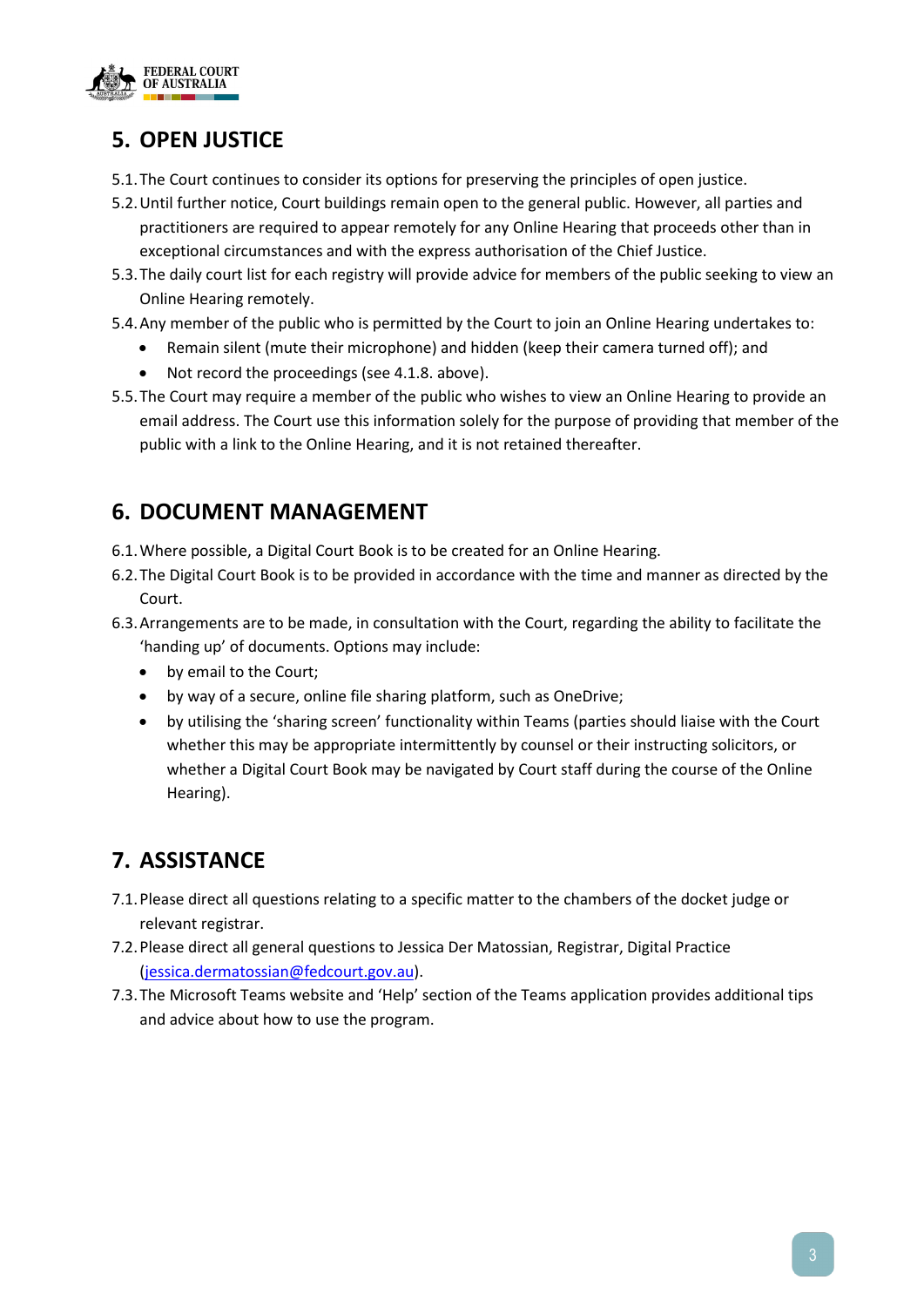## 5. OPEN JUSTICE

5.1. The Court continues to consider its options for preserving the principles of open justice.

5.2. Until further notice, Court buildings remain open to the general public. However, all parties and practitioners are required to appear remotely for any Online Hearing that proceeds other than in exceptional circumstances and with the express authorisation of the Chief Justice.

5.3. The daily court list for each registry will provide advice for members of the public seeking to view an Online Hearing remotely.

5.4. Any member of the public who is permitted by the Court to join an Online Hearing undertakes to:

- Remain silent (mute their microphone) and hidden (keep their camera turned off); and
- Not record the proceedings (see 4.1.8. above).

5.5. The Court may require a member of the public who wishes to view an Online Hearing to provide an email address. The Court use this information solely for the purpose of providing that member of the public with a link to the Online Hearing, and it is not retained thereafter.

## 6. DOCUMENT MANAGEMENT

6.1. Where possible, a Digital Court Book is to be created for an Online Hearing.

6.2. The Digital Court Book is to be provided in accordance with the time and manner as directed by the Court.

6.3. Arrangements are to be made, in consultation with the Court, regarding the ability to facilitate the 'handing up' of documents. Options may include:

- by email to the Court;
- by way of a secure, online file sharing platform, such as OneDrive;
- by utilising the 'sharing screen' functionality within Teams (parties should liaise with the Court whether this may be appropriate intermittently by counsel or their instructing solicitors, or whether a Digital Court Book may be navigated by Court staff during the course of the Online Hearing).

## 7. ASSISTANCE

7.1. Please direct all questions relating to a specific matter to the chambers of the docket judge or relevant registrar.

7.2. Please direct all general questions to Jessica Der Matossian, Registrar, Digital Practice (jessica.dermatossian@fedcourt.gov.au).

7.3. The Microsoft Teams website and 'Help' section of the Teams application provides additional tips and advice about how to use the program.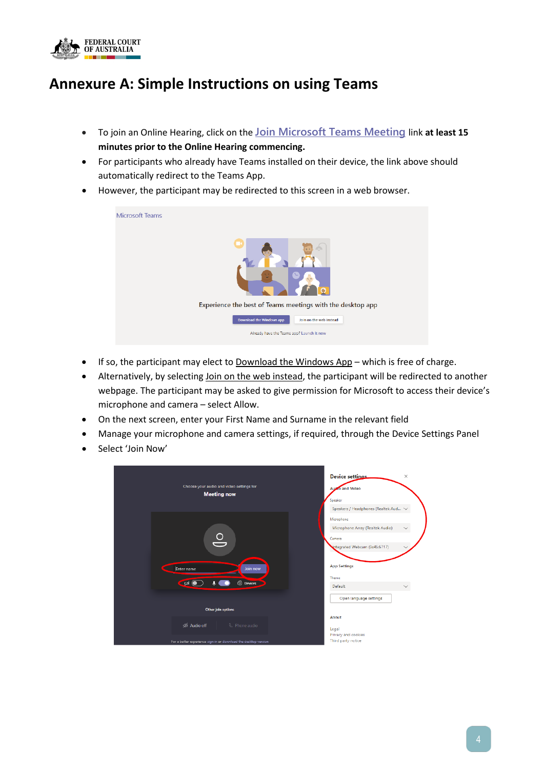# Annexure A: Simple Instructions on using Teams

- To join an Online Hearing, click on the [Join Microsoft Teams Meeting]() link **at least 15 minutes prior to the Online Hearing commencing.**
- For participants who already have Teams installed on their device, the link above should automatically redirect to the Teams App.
- However, the participant may be redirected to this screen in a web browser.

- If so, the participant may elect to Download the Windows App – which is free of charge.
- Alternatively, by selecting Join on the web instead, the participant will be redirected to another webpage. The participant may be asked to give permission for Microsoft to access their device's microphone and camera – select Allow.
- On the next screen, enter your First Name and Surname in the relevant field
- Manage your microphone and camera settings, if required, through the Device Settings Panel
- Select 'Join Now'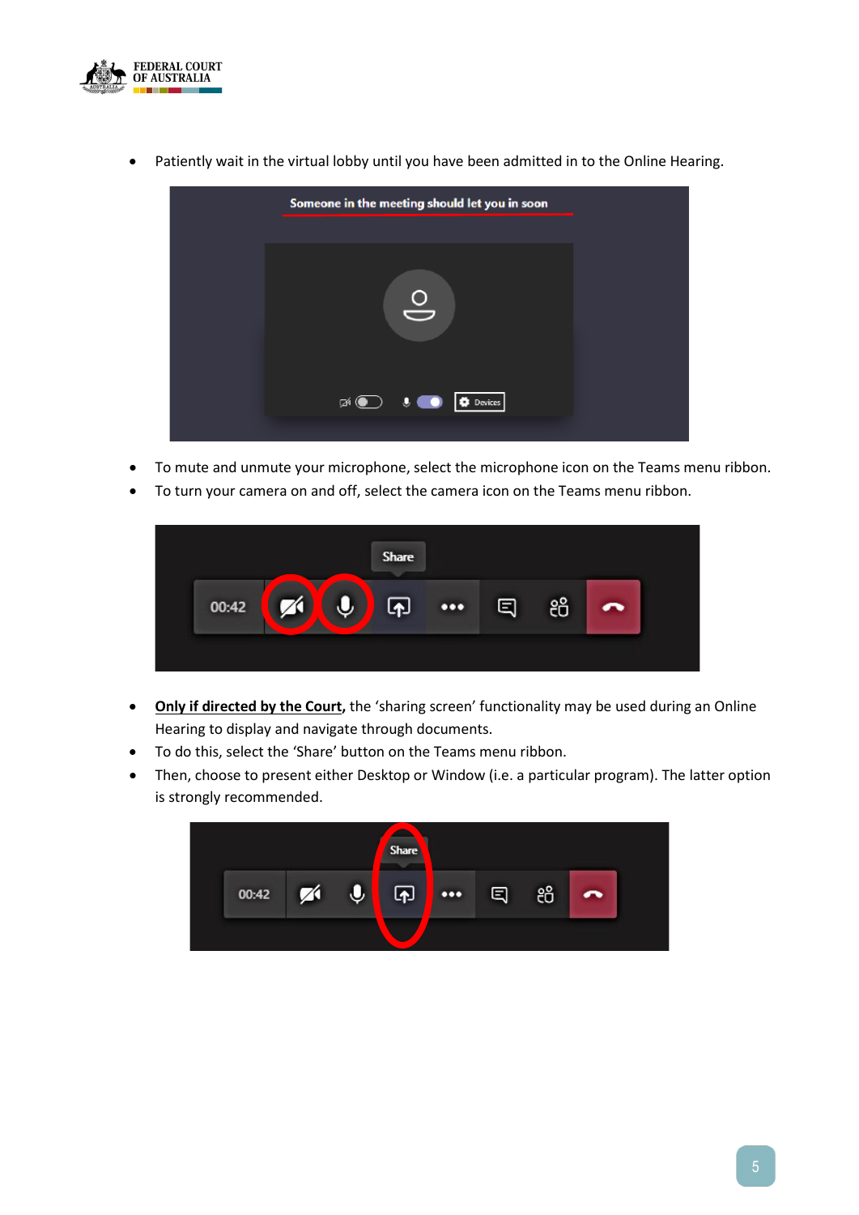- Patiently wait in the virtual lobby until you have been admitted in to the Online Hearing.

- To mute and unmute your microphone, select the microphone icon on the Teams menu ribbon.
- To turn your camera on and off, select the camera icon on the Teams menu ribbon.

- **<u>Only if directed by the Court</u>,** the 'sharing screen' functionality may be used during an Online Hearing to display and navigate through documents.
- To do this, select the 'Share' button on the Teams menu ribbon.
- Then, choose to present either Desktop or Window (i.e. a particular program). The latter option is strongly recommended.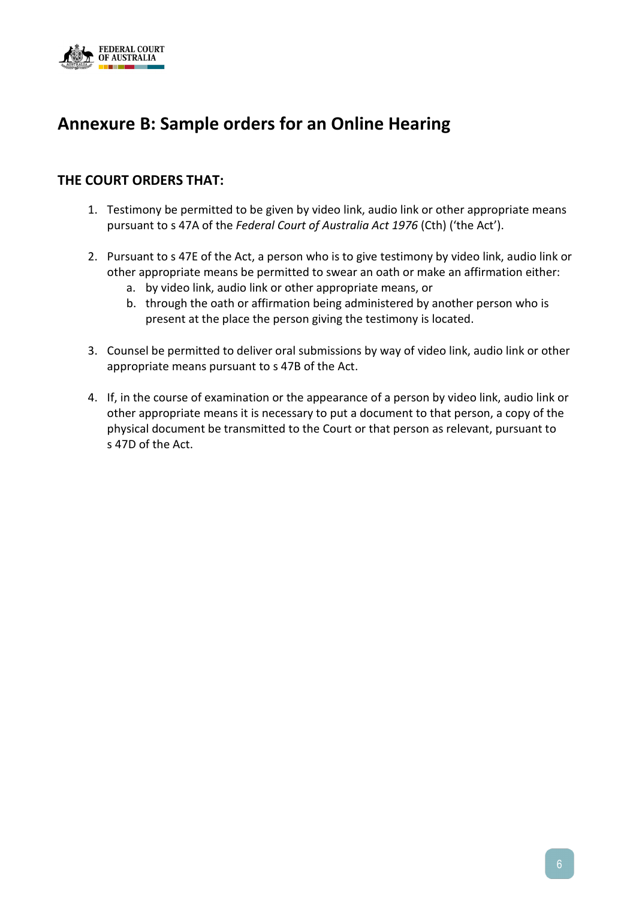## Annexure B: Sample orders for an Online Hearing

**THE COURT ORDERS THAT:**

1. Testimony be permitted to be given by video link, audio link or other appropriate means pursuant to s 47A of the *Federal Court of Australia Act 1976* (Cth) ('the Act').

2. Pursuant to s 47E of the Act, a person who is to give testimony by video link, audio link or other appropriate means be permitted to swear an oath or make an affirmation either:
   a. by video link, audio link or other appropriate means, or
   b. through the oath or affirmation being administered by another person who is present at the place the person giving the testimony is located.

3. Counsel be permitted to deliver oral submissions by way of video link, audio link or other appropriate means pursuant to s 47B of the Act.

4. If, in the course of examination or the appearance of a person by video link, audio link or other appropriate means it is necessary to put a document to that person, a copy of the physical document be transmitted to the Court or that person as relevant, pursuant to s 47D of the Act.